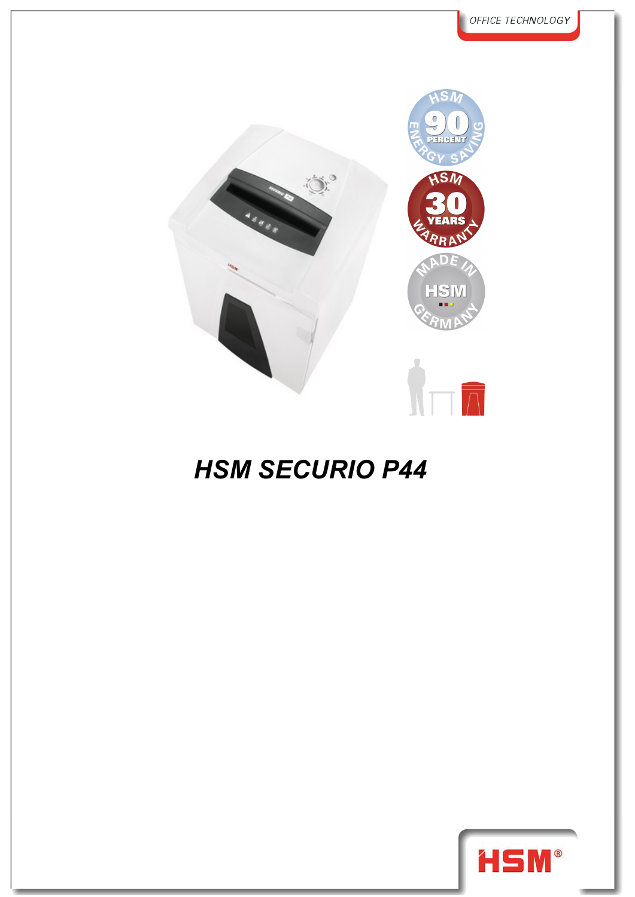# HSM SECURIO P44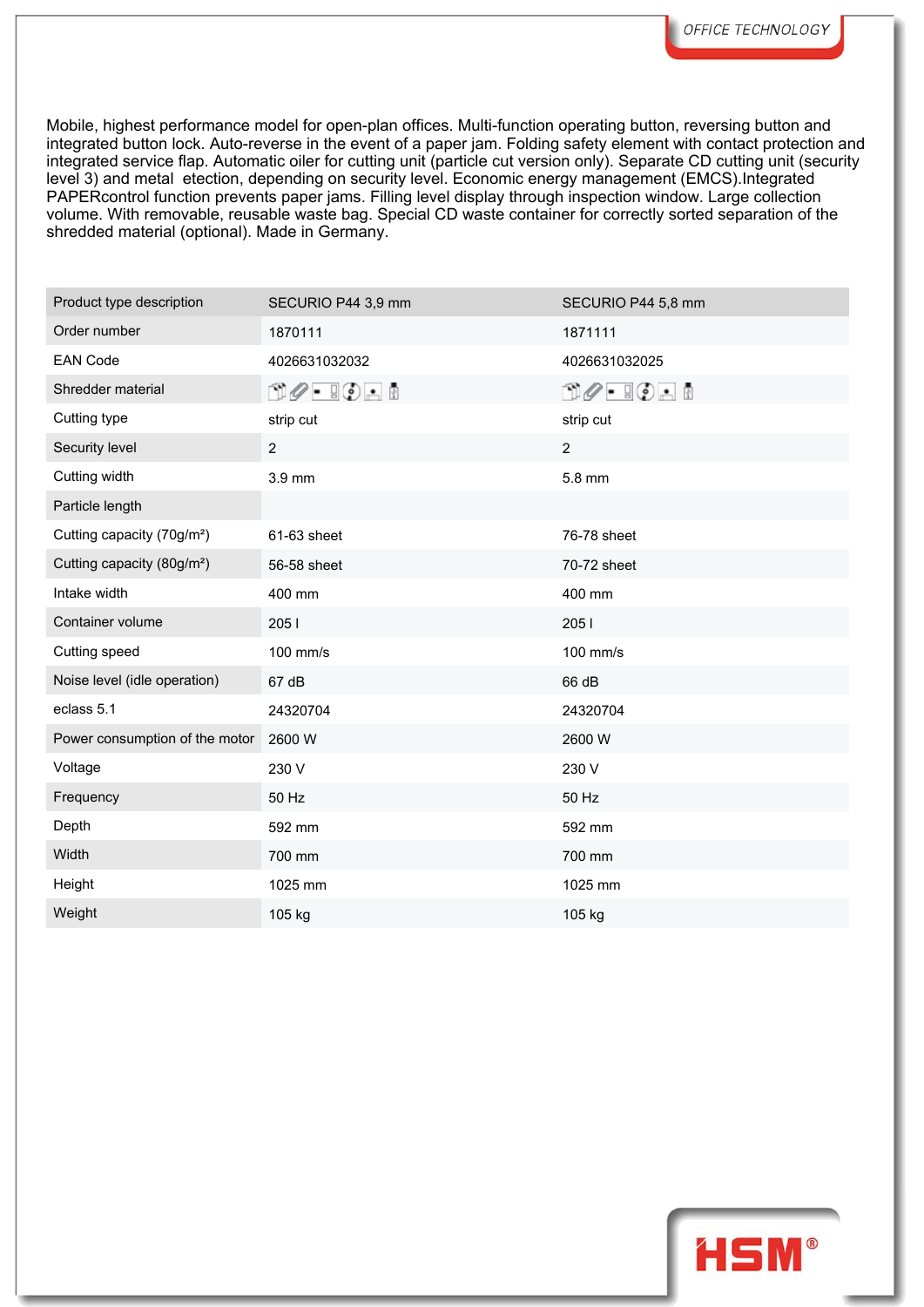Mobile, highest performance model for open-plan offices. Multi-function operating button, reversing button and integrated button lock. Auto-reverse in the event of a paper jam. Folding safety element with contact protection and integrated service flap. Automatic oiler for cutting unit (particle cut version only). Separate CD cutting unit (security level 3) and metal  etection, depending on security level. Economic energy management (EMCS).Integrated PAPERcontrol function prevents paper jams. Filling level display through inspection window. Large collection volume. With removable, reusable waste bag. Special CD waste container for correctly sorted separation of the shredded material (optional). Made in Germany.

| Product type description | SECURIO P44 3,9 mm | SECURIO P44 5,8 mm |
|---|---|---|
| Order number | 1870111 | 1871111 |
| EAN Code | 4026631032032 | 4026631032025 |
| Shredder material | | |
| Cutting type | strip cut | strip cut |
| Security level | 2 | 2 |
| Cutting width | 3.9 mm | 5.8 mm |
| Particle length | | |
| Cutting capacity (70g/m²) | 61-63 sheet | 76-78 sheet |
| Cutting capacity (80g/m²) | 56-58 sheet | 70-72 sheet |
| Intake width | 400 mm | 400 mm |
| Container volume | 205 l | 205 l |
| Cutting speed | 100 mm/s | 100 mm/s |
| Noise level (idle operation) | 67 dB | 66 dB |
| eclass 5.1 | 24320704 | 24320704 |
| Power consumption of the motor | 2600 W | 2600 W |
| Voltage | 230 V | 230 V |
| Frequency | 50 Hz | 50 Hz |
| Depth | 592 mm | 592 mm |
| Width | 700 mm | 700 mm |
| Height | 1025 mm | 1025 mm |
| Weight | 105 kg | 105 kg |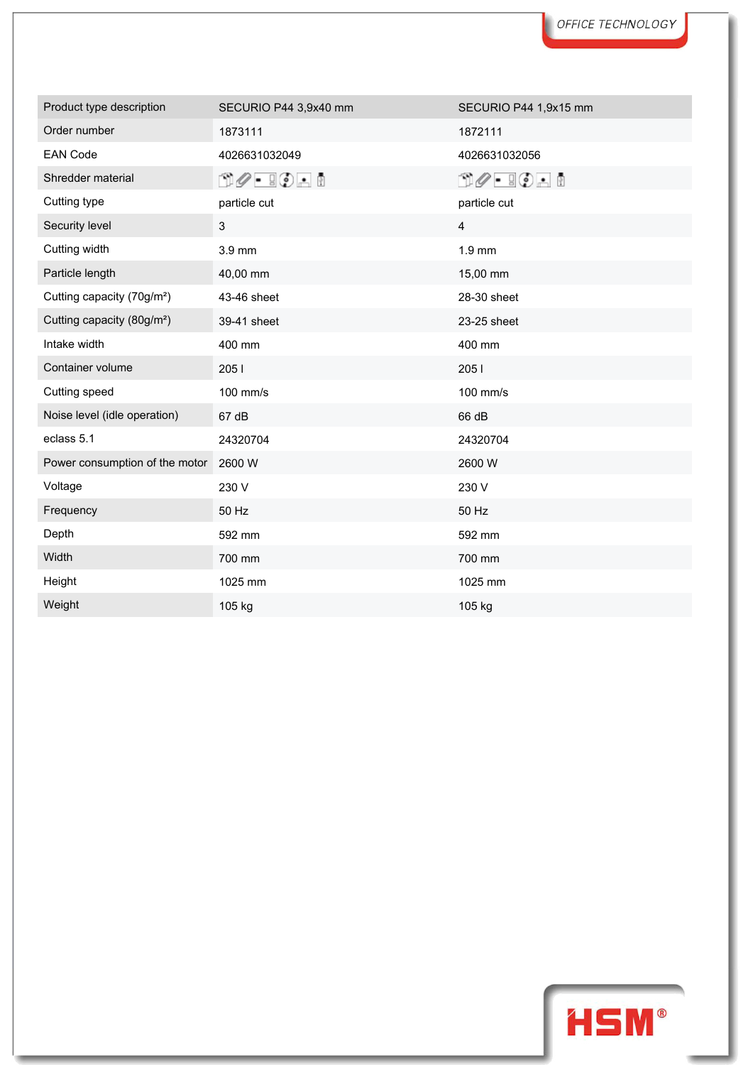| Product type description | SECURIO P44 3,9x40 mm | SECURIO P44 1,9x15 mm |
|---|---|---|
| Order number | 1873111 | 1872111 |
| EAN Code | 4026631032049 | 4026631032056 |
| Shredder material | | |
| Cutting type | particle cut | particle cut |
| Security level | 3 | 4 |
| Cutting width | 3.9 mm | 1.9 mm |
| Particle length | 40,00 mm | 15,00 mm |
| Cutting capacity (70g/m²) | 43-46 sheet | 28-30 sheet |
| Cutting capacity (80g/m²) | 39-41 sheet | 23-25 sheet |
| Intake width | 400 mm | 400 mm |
| Container volume | 205 l | 205 l |
| Cutting speed | 100 mm/s | 100 mm/s |
| Noise level (idle operation) | 67 dB | 66 dB |
| eclass 5.1 | 24320704 | 24320704 |
| Power consumption of the motor | 2600 W | 2600 W |
| Voltage | 230 V | 230 V |
| Frequency | 50 Hz | 50 Hz |
| Depth | 592 mm | 592 mm |
| Width | 700 mm | 700 mm |
| Height | 1025 mm | 1025 mm |
| Weight | 105 kg | 105 kg |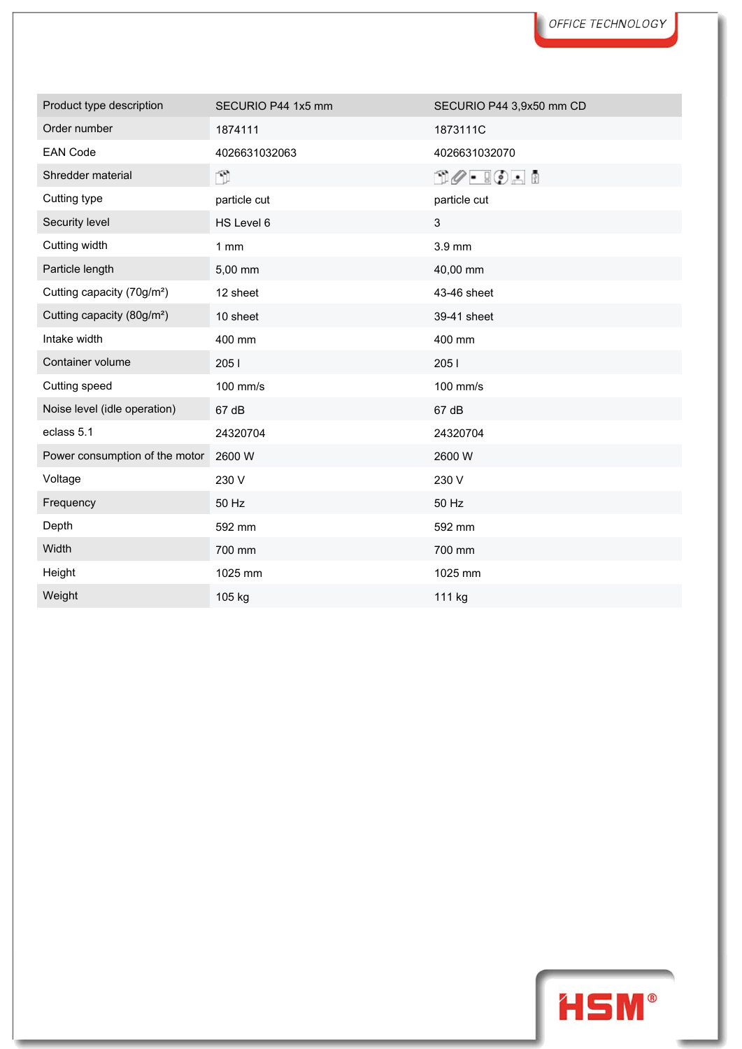| Product type description | SECURIO P44 1x5 mm | SECURIO P44 3,9x50 mm CD |
|---|---|---|
| Order number | 1874111 | 1873111C |
| EAN Code | 4026631032063 | 4026631032070 |
| Shredder material | | |
| Cutting type | particle cut | particle cut |
| Security level | HS Level 6 | 3 |
| Cutting width | 1 mm | 3.9 mm |
| Particle length | 5,00 mm | 40,00 mm |
| Cutting capacity (70g/m²) | 12 sheet | 43-46 sheet |
| Cutting capacity (80g/m²) | 10 sheet | 39-41 sheet |
| Intake width | 400 mm | 400 mm |
| Container volume | 205 l | 205 l |
| Cutting speed | 100 mm/s | 100 mm/s |
| Noise level (idle operation) | 67 dB | 67 dB |
| eclass 5.1 | 24320704 | 24320704 |
| Power consumption of the motor | 2600 W | 2600 W |
| Voltage | 230 V | 230 V |
| Frequency | 50 Hz | 50 Hz |
| Depth | 592 mm | 592 mm |
| Width | 700 mm | 700 mm |
| Height | 1025 mm | 1025 mm |
| Weight | 105 kg | 111 kg |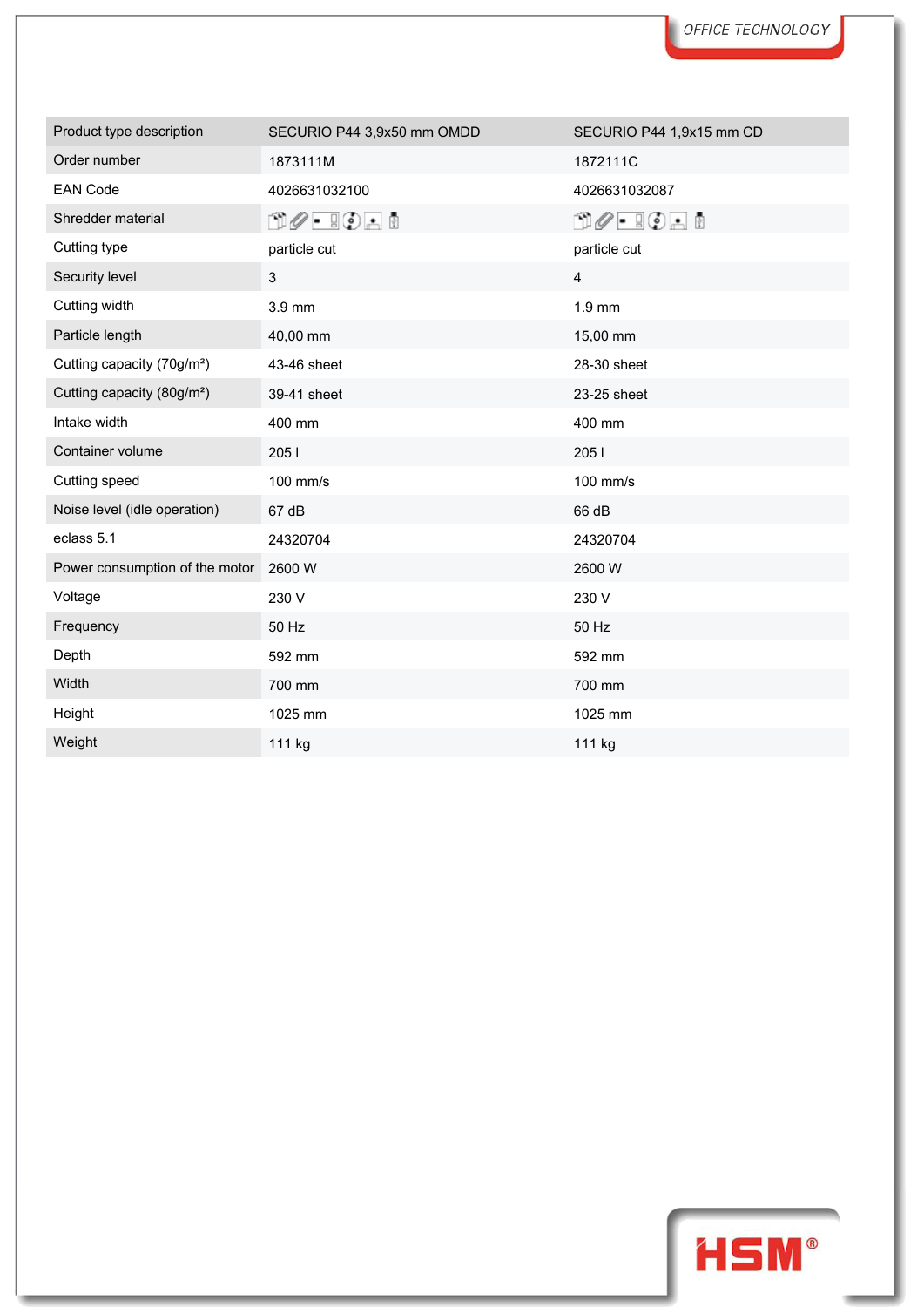| Product type description | SECURIO P44 3,9x50 mm OMDD | SECURIO P44 1,9x15 mm CD |
|---|---|---|
| Order number | 1873111M | 1872111C |
| EAN Code | 4026631032100 | 4026631032087 |
| Shredder material | | |
| Cutting type | particle cut | particle cut |
| Security level | 3 | 4 |
| Cutting width | 3.9 mm | 1.9 mm |
| Particle length | 40,00 mm | 15,00 mm |
| Cutting capacity (70g/m²) | 43-46 sheet | 28-30 sheet |
| Cutting capacity (80g/m²) | 39-41 sheet | 23-25 sheet |
| Intake width | 400 mm | 400 mm |
| Container volume | 205 l | 205 l |
| Cutting speed | 100 mm/s | 100 mm/s |
| Noise level (idle operation) | 67 dB | 66 dB |
| eclass 5.1 | 24320704 | 24320704 |
| Power consumption of the motor | 2600 W | 2600 W |
| Voltage | 230 V | 230 V |
| Frequency | 50 Hz | 50 Hz |
| Depth | 592 mm | 592 mm |
| Width | 700 mm | 700 mm |
| Height | 1025 mm | 1025 mm |
| Weight | 111 kg | 111 kg |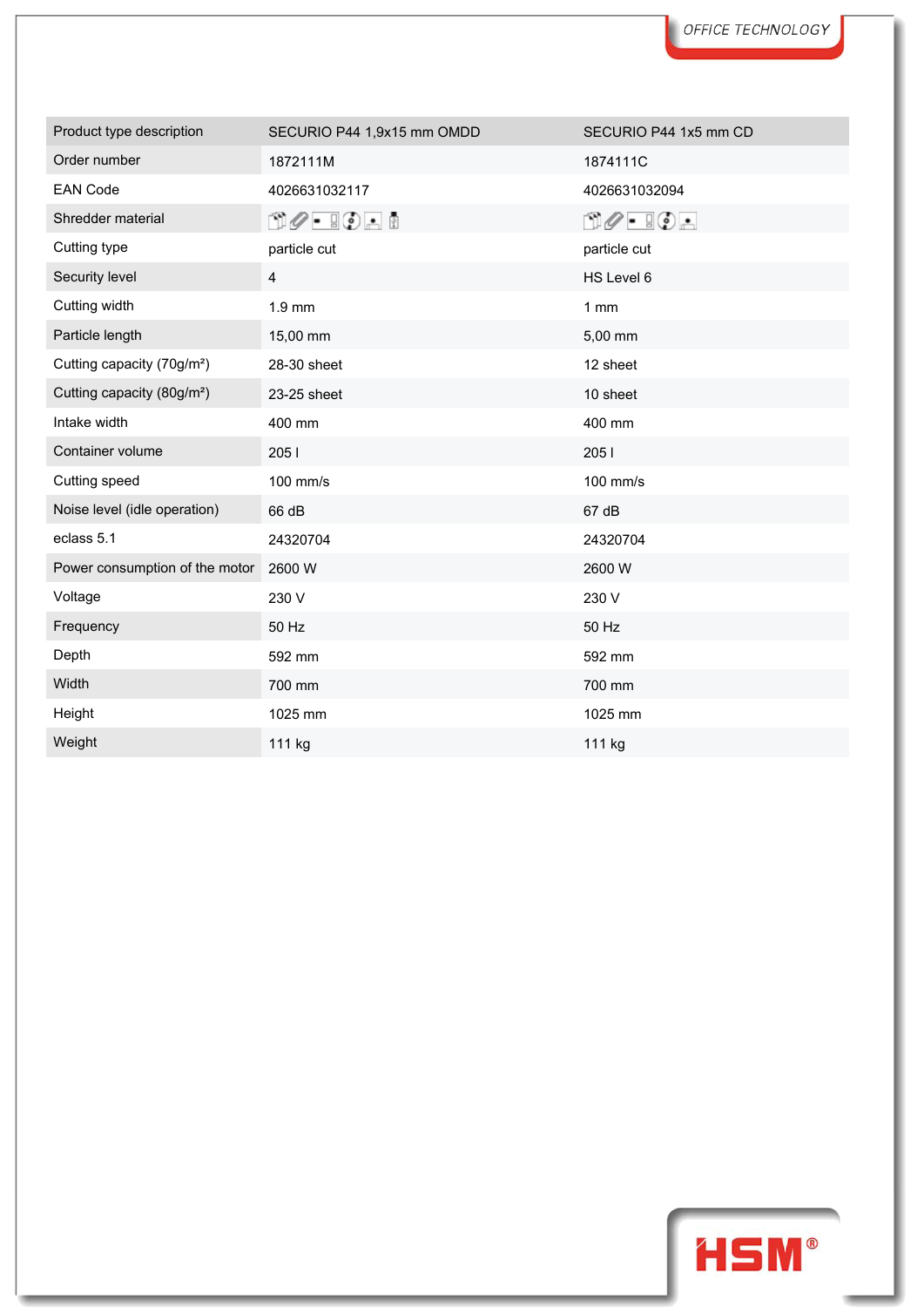| Product type description | SECURIO P44 1,9x15 mm OMDD | SECURIO P44 1x5 mm CD |
|---|---|---|
| Order number | 1872111M | 1874111C |
| EAN Code | 4026631032117 | 4026631032094 |
| Shredder material | | |
| Cutting type | particle cut | particle cut |
| Security level | 4 | HS Level 6 |
| Cutting width | 1.9 mm | 1 mm |
| Particle length | 15,00 mm | 5,00 mm |
| Cutting capacity (70g/m²) | 28-30 sheet | 12 sheet |
| Cutting capacity (80g/m²) | 23-25 sheet | 10 sheet |
| Intake width | 400 mm | 400 mm |
| Container volume | 205 l | 205 l |
| Cutting speed | 100 mm/s | 100 mm/s |
| Noise level (idle operation) | 66 dB | 67 dB |
| eclass 5.1 | 24320704 | 24320704 |
| Power consumption of the motor | 2600 W | 2600 W |
| Voltage | 230 V | 230 V |
| Frequency | 50 Hz | 50 Hz |
| Depth | 592 mm | 592 mm |
| Width | 700 mm | 700 mm |
| Height | 1025 mm | 1025 mm |
| Weight | 111 kg | 111 kg |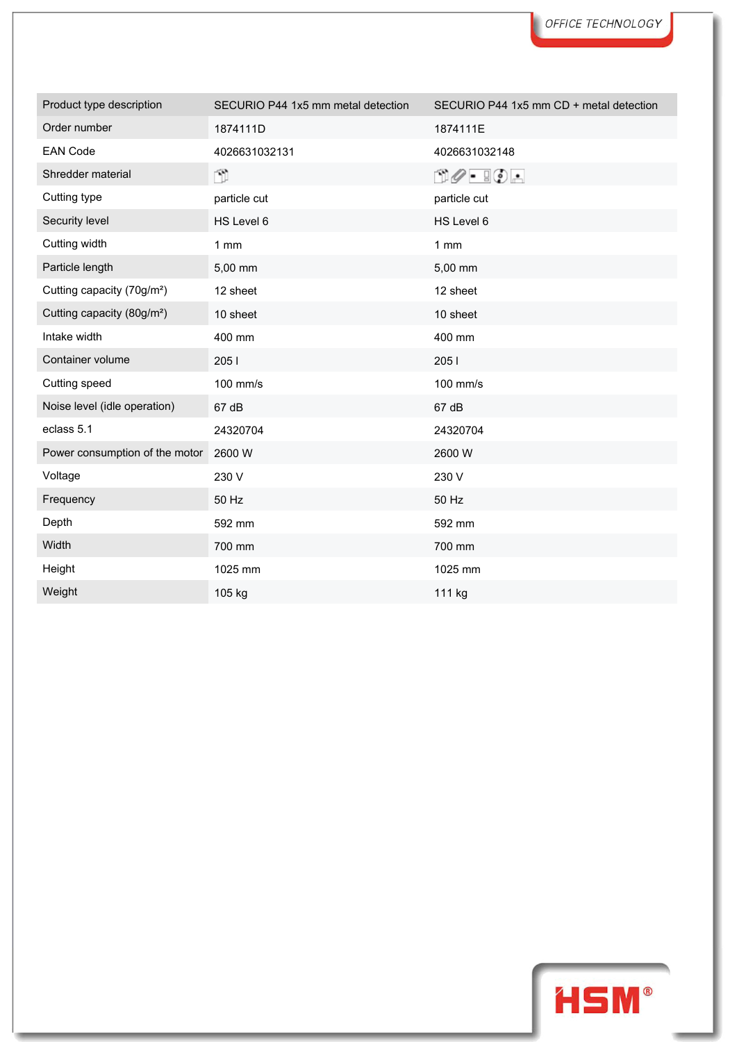| Product type description | SECURIO P44 1x5 mm metal detection | SECURIO P44 1x5 mm CD + metal detection |
|---|---|---|
| Order number | 1874111D | 1874111E |
| EAN Code | 4026631032131 | 4026631032148 |
| Shredder material | | |
| Cutting type | particle cut | particle cut |
| Security level | HS Level 6 | HS Level 6 |
| Cutting width | 1 mm | 1 mm |
| Particle length | 5,00 mm | 5,00 mm |
| Cutting capacity (70g/m²) | 12 sheet | 12 sheet |
| Cutting capacity (80g/m²) | 10 sheet | 10 sheet |
| Intake width | 400 mm | 400 mm |
| Container volume | 205 l | 205 l |
| Cutting speed | 100 mm/s | 100 mm/s |
| Noise level (idle operation) | 67 dB | 67 dB |
| eclass 5.1 | 24320704 | 24320704 |
| Power consumption of the motor | 2600 W | 2600 W |
| Voltage | 230 V | 230 V |
| Frequency | 50 Hz | 50 Hz |
| Depth | 592 mm | 592 mm |
| Width | 700 mm | 700 mm |
| Height | 1025 mm | 1025 mm |
| Weight | 105 kg | 111 kg |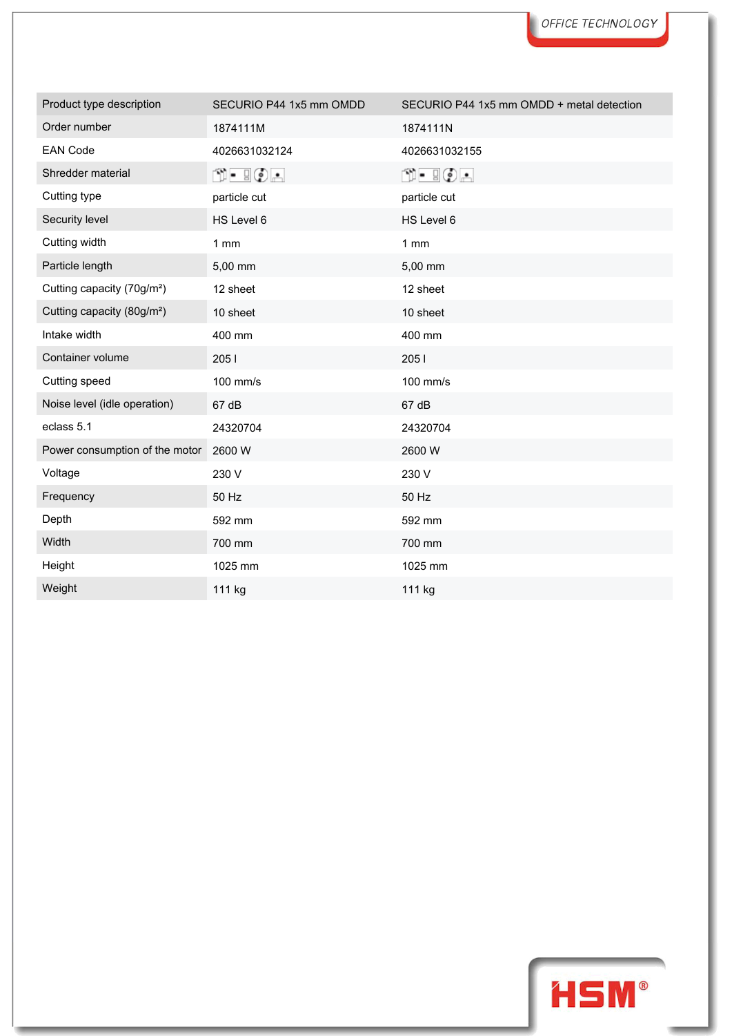| Product type description | SECURIO P44 1x5 mm OMDD | SECURIO P44 1x5 mm OMDD + metal detection |
| --- | --- | --- |
| Order number | 1874111M | 1874111N |
| EAN Code | 4026631032124 | 4026631032155 |
| Shredder material | | |
| Cutting type | particle cut | particle cut |
| Security level | HS Level 6 | HS Level 6 |
| Cutting width | 1 mm | 1 mm |
| Particle length | 5,00 mm | 5,00 mm |
| Cutting capacity (70g/m²) | 12 sheet | 12 sheet |
| Cutting capacity (80g/m²) | 10 sheet | 10 sheet |
| Intake width | 400 mm | 400 mm |
| Container volume | 205 l | 205 l |
| Cutting speed | 100 mm/s | 100 mm/s |
| Noise level (idle operation) | 67 dB | 67 dB |
| eclass 5.1 | 24320704 | 24320704 |
| Power consumption of the motor | 2600 W | 2600 W |
| Voltage | 230 V | 230 V |
| Frequency | 50 Hz | 50 Hz |
| Depth | 592 mm | 592 mm |
| Width | 700 mm | 700 mm |
| Height | 1025 mm | 1025 mm |
| Weight | 111 kg | 111 kg |